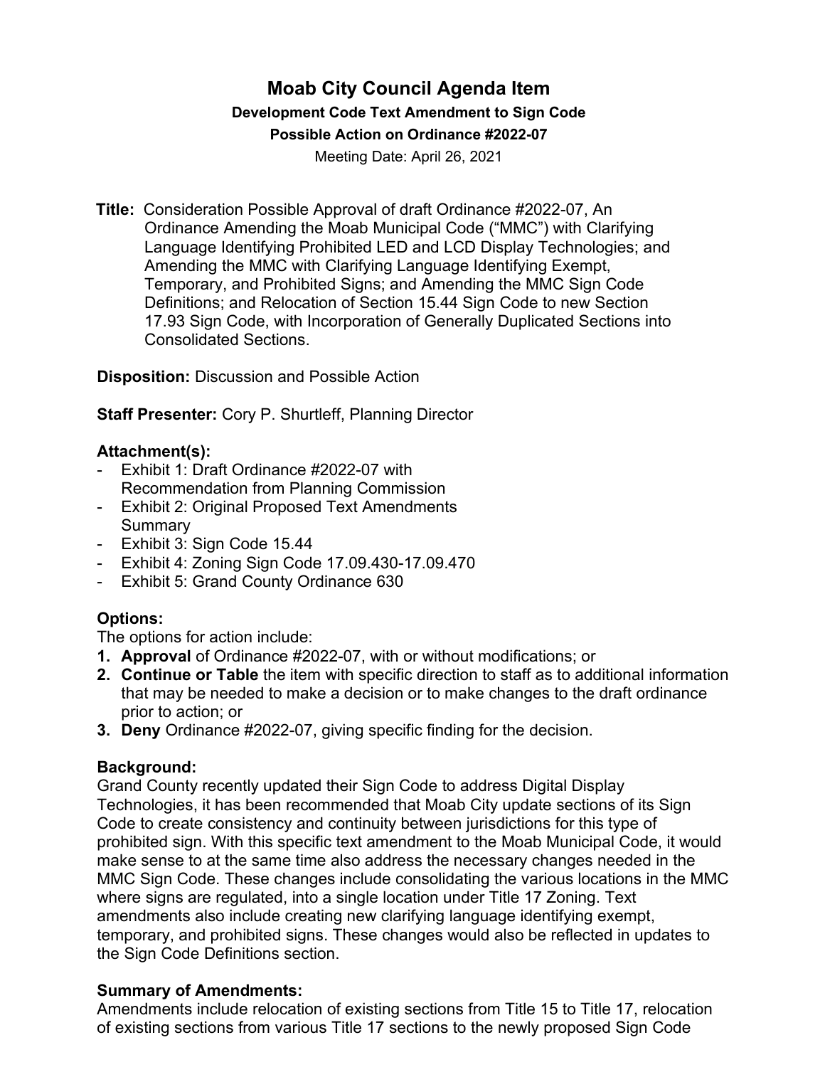# Moab City Council Agenda Item

**Development Code Text Amendment to Sign Code**

**Possible Action on Ordinance #2022-07**

Meeting Date: April 26, 2021

**Title:** Consideration Possible Approval of draft Ordinance #2022-07, An Ordinance Amending the Moab Municipal Code ("MMC") with Clarifying Language Identifying Prohibited LED and LCD Display Technologies; and Amending the MMC with Clarifying Language Identifying Exempt, Temporary, and Prohibited Signs; and Amending the MMC Sign Code Definitions; and Relocation of Section 15.44 Sign Code to new Section 17.93 Sign Code, with Incorporation of Generally Duplicated Sections into Consolidated Sections.

**Disposition:** Discussion and Possible Action

**Staff Presenter:** Cory P. Shurtleff, Planning Director

### Attachment(s):

- Exhibit 1: Draft Ordinance #2022-07 with Recommendation from Planning Commission
- Exhibit 2: Original Proposed Text Amendments Summary
- Exhibit 3: Sign Code 15.44
- Exhibit 4: Zoning Sign Code 17.09.430-17.09.470
- Exhibit 5: Grand County Ordinance 630

### Options:

The options for action include:

1. **Approval** of Ordinance #2022-07, with or without modifications; or
2. **Continue or Table** the item with specific direction to staff as to additional information that may be needed to make a decision or to make changes to the draft ordinance prior to action; or
3. **Deny** Ordinance #2022-07, giving specific finding for the decision.

### Background:

Grand County recently updated their Sign Code to address Digital Display Technologies, it has been recommended that Moab City update sections of its Sign Code to create consistency and continuity between jurisdictions for this type of prohibited sign. With this specific text amendment to the Moab Municipal Code, it would make sense to at the same time also address the necessary changes needed in the MMC Sign Code. These changes include consolidating the various locations in the MMC where signs are regulated, into a single location under Title 17 Zoning. Text amendments also include creating new clarifying language identifying exempt, temporary, and prohibited signs. These changes would also be reflected in updates to the Sign Code Definitions section.

### Summary of Amendments:

Amendments include relocation of existing sections from Title 15 to Title 17, relocation of existing sections from various Title 17 sections to the newly proposed Sign Code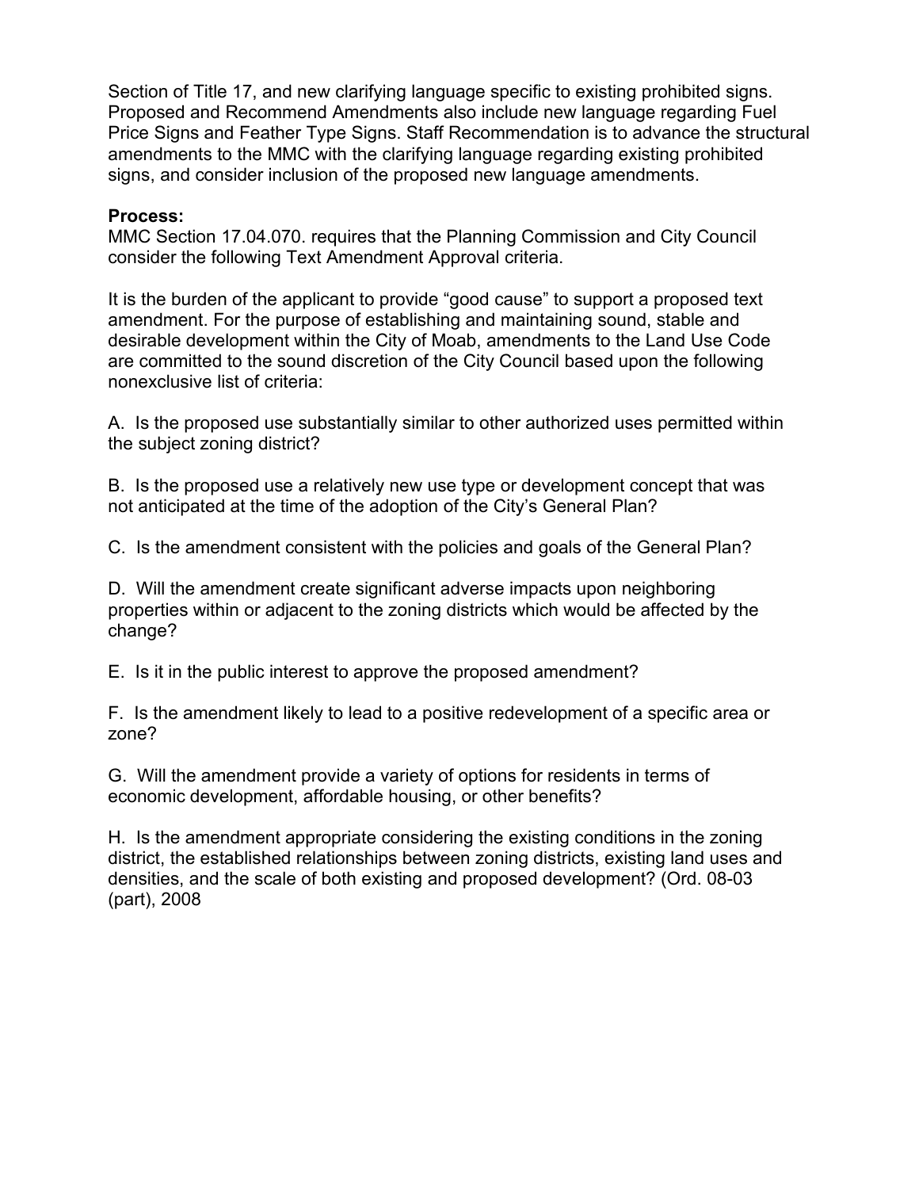Section of Title 17, and new clarifying language specific to existing prohibited signs. Proposed and Recommend Amendments also include new language regarding Fuel Price Signs and Feather Type Signs. Staff Recommendation is to advance the structural amendments to the MMC with the clarifying language regarding existing prohibited signs, and consider inclusion of the proposed new language amendments.

**Process:**
MMC Section 17.04.070. requires that the Planning Commission and City Council consider the following Text Amendment Approval criteria.

It is the burden of the applicant to provide "good cause" to support a proposed text amendment. For the purpose of establishing and maintaining sound, stable and desirable development within the City of Moab, amendments to the Land Use Code are committed to the sound discretion of the City Council based upon the following nonexclusive list of criteria:

A. Is the proposed use substantially similar to other authorized uses permitted within the subject zoning district?

B. Is the proposed use a relatively new use type or development concept that was not anticipated at the time of the adoption of the City's General Plan?

C. Is the amendment consistent with the policies and goals of the General Plan?

D. Will the amendment create significant adverse impacts upon neighboring properties within or adjacent to the zoning districts which would be affected by the change?

E. Is it in the public interest to approve the proposed amendment?

F. Is the amendment likely to lead to a positive redevelopment of a specific area or zone?

G. Will the amendment provide a variety of options for residents in terms of economic development, affordable housing, or other benefits?

H. Is the amendment appropriate considering the existing conditions in the zoning district, the established relationships between zoning districts, existing land uses and densities, and the scale of both existing and proposed development? (Ord. 08-03 (part), 2008